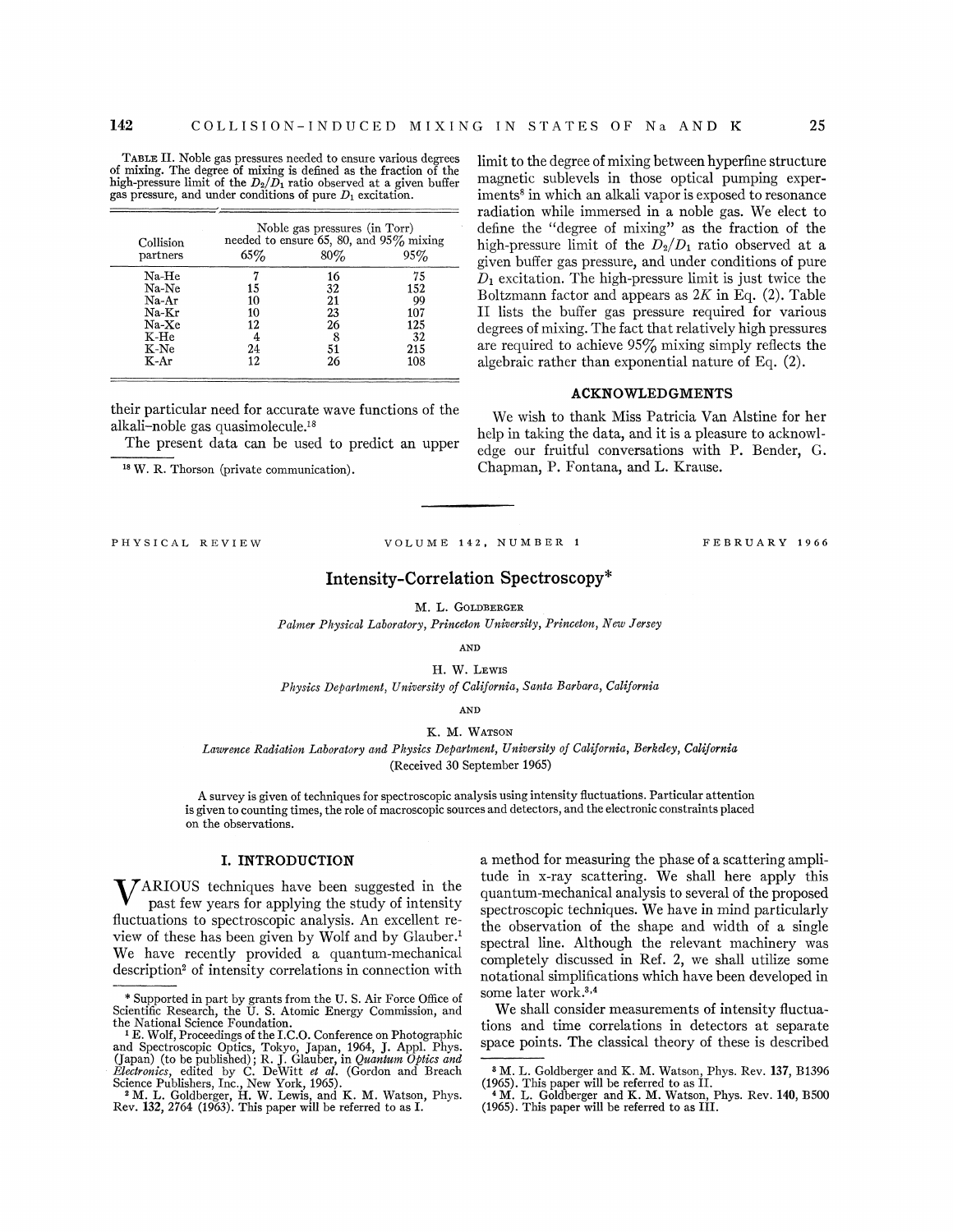TABLE II. Noble gas pressures needed to ensure various degrees of mixing. The degree of mixing is defined as the fraction of the high-pressure limit of the $D_2/D_1$ ratio observed at a given buffer gas pressure, and under conditions of pure $D_1$ excitation.

| Collision partners | Noble gas pressures (in Torr) needed to ensure 65, 80, and 95% mixing 65% | 80% | 95% |
|---|---|---|---|
| Na-He | 7 | 16 | 75 |
| Na-Ne | 15 | 32 | 152 |
| Na-Ar | 10 | 21 | 99 |
| Na-Kr | 10 | 23 | 107 |
| Na-Xe | 12 | 26 | 125 |
| K-He | 4 | 8 | 32 |
| K-Ne | 24 | 51 | 215 |
| K-Ar | 12 | 26 | 108 |

their particular need for accurate wave functions of the alkali–noble gas quasimolecule.[18]

The present data can be used to predict an upper limit to the degree of mixing between hyperfine structure magnetic sublevels in those optical pumping experiments[8] in which an alkali vapor is exposed to resonance radiation while immersed in a noble gas. We elect to define the "degree of mixing" as the fraction of the high-pressure limit of the $D_2/D_1$ ratio observed at a given buffer gas pressure, and under conditions of pure $D_1$ excitation. The high-pressure limit is just twice the Boltzmann factor and appears as $2K$ in Eq. (2). Table II lists the buffer gas pressure required for various degrees of mixing. The fact that relatively high pressures are required to achieve 95% mixing simply reflects the algebraic rather than exponential nature of Eq. (2).

[18] W. R. Thorson (private communication).

## ACKNOWLEDGMENTS

We wish to thank Miss Patricia Van Alstine for her help in taking the data, and it is a pleasure to acknowledge our fruitful conversations with P. Bender, G. Chapman, P. Fontana, and L. Krause.

---

PHYSICAL REVIEW VOLUME 142, NUMBER 1 FEBRUARY 1966

# Intensity-Correlation Spectroscopy*

M. L. GOLDBERGER

*Palmer Physical Laboratory, Princeton University, Princeton, New Jersey*

AND

H. W. LEWIS

*Physics Department, University of California, Santa Barbara, California*

AND

K. M. WATSON

*Lawrence Radiation Laboratory and Physics Department, University of California, Berkeley, California*

(Received 30 September 1965)

A survey is given of techniques for spectroscopic analysis using intensity fluctuations. Particular attention is given to counting times, the role of macroscopic sources and detectors, and the electronic constraints placed on the observations.

## I. INTRODUCTION

Various techniques have been suggested in the past few years for applying the study of intensity fluctuations to spectroscopic analysis. An excellent review of these has been given by Wolf and by Glauber.[1] We have recently provided a quantum-mechanical description[2] of intensity correlations in connection with a method for measuring the phase of a scattering amplitude in x-ray scattering. We shall here apply this quantum-mechanical analysis to several of the proposed spectroscopic techniques. We have in mind particularly the observation of the shape and width of a single spectral line. Although the relevant machinery was completely discussed in Ref. 2, we shall utilize some notational simplifications which have been developed in some later work.[3,4]

We shall consider measurements of intensity fluctuations and time correlations in detectors at separate space points. The classical theory of these is described

\* Supported in part by grants from the U. S. Air Force Office of Scientific Research, the U. S. Atomic Energy Commission, and the National Science Foundation.

[1] E. Wolf, Proceedings of the I.C.O. Conference on Photographic and Spectroscopic Optics, Tokyo, Japan, 1964, J. Appl. Phys. (Japan) (to be published); R. J. Glauber, in *Quantum Optics and Electronics*, edited by C. DeWitt *et al.* (Gordon and Breach Science Publishers, Inc., New York, 1965).

[2] M. L. Goldberger, H. W. Lewis, and K. M. Watson, Phys. Rev. 132, 2764 (1963). This paper will be referred to as I.

[3] M. L. Goldberger and K. M. Watson, Phys. Rev. 137, B1396 (1965). This paper will be referred to as II.

[4] M. L. Goldberger and K. M. Watson, Phys. Rev. 140, B500 (1965). This paper will be referred to as III.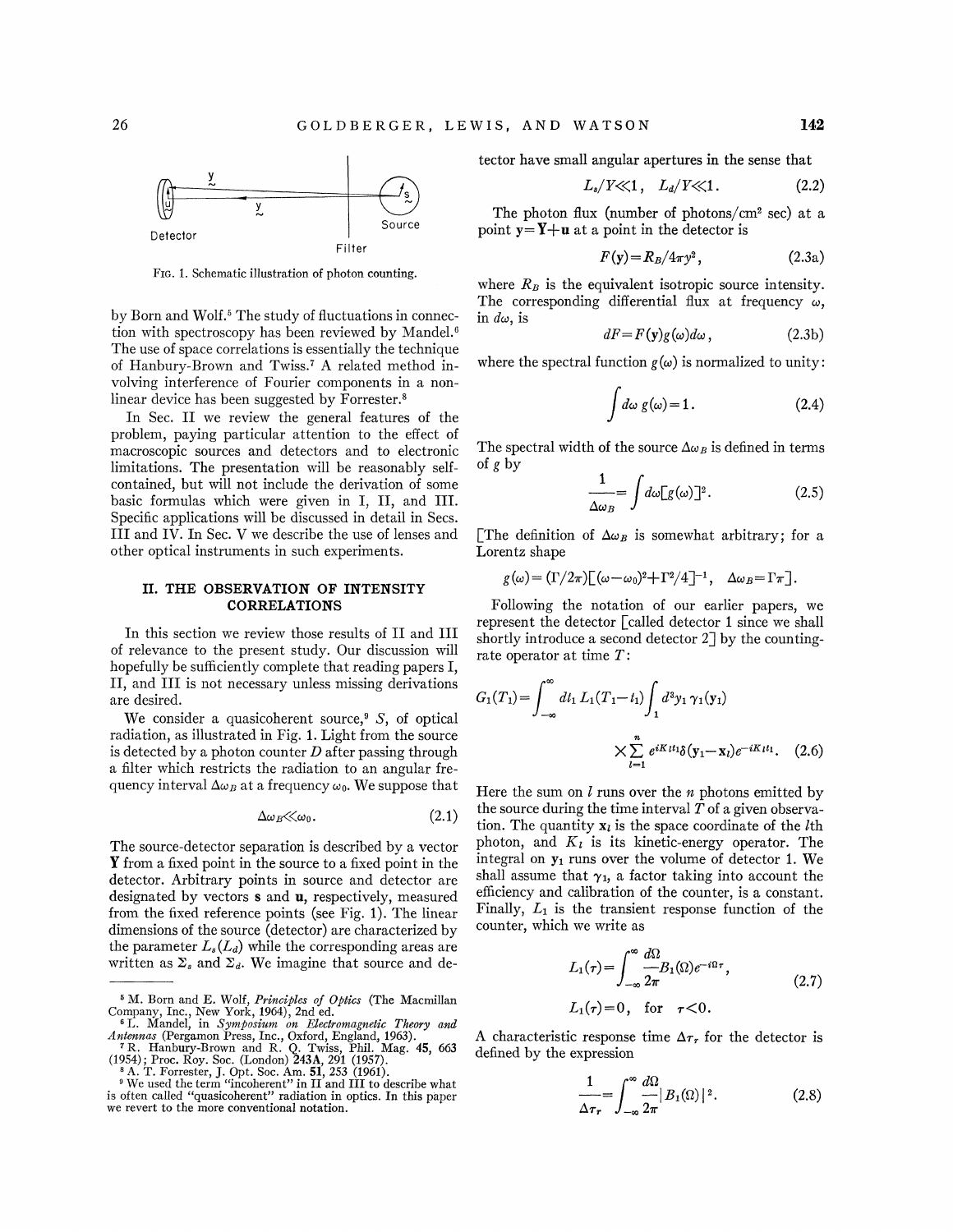Fig. 1. Schematic illustration of photon counting.

by Born and Wolf.[5] The study of fluctuations in connection with spectroscopy has been reviewed by Mandel.[6] The use of space correlations is essentially the technique of Hanbury-Brown and Twiss.[7] A related method involving interference of Fourier components in a nonlinear device has been suggested by Forrester.[8]

In Sec. II we review the general features of the problem, paying particular attention to the effect of macroscopic sources and detectors and to electronic limitations. The presentation will be reasonably self-contained, but will not include the derivation of some basic formulas which were given in I, II, and III. Specific applications will be discussed in detail in Secs. III and IV. In Sec. V we describe the use of lenses and other optical instruments in such experiments.

## II. THE OBSERVATION OF INTENSITY CORRELATIONS

In this section we review those results of II and III of relevance to the present study. Our discussion will hopefully be sufficiently complete that reading papers I, II, and III is not necessary unless missing derivations are desired.

We consider a quasicoherent source,[9] $S$, of optical radiation, as illustrated in Fig. 1. Light from the source is detected by a photon counter $D$ after passing through a filter which restricts the radiation to an angular frequency interval $\Delta\omega_B$ at a frequency $\omega_0$. We suppose that

$$\Delta\omega_B \ll \omega_0. \tag{2.1}$$

The source-detector separation is described by a vector $\mathbf{Y}$ from a fixed point in the source to a fixed point in the detector. Arbitrary points in source and detector are designated by vectors $\mathbf{s}$ and $\mathbf{u}$, respectively, measured from the fixed reference points (see Fig. 1). The linear dimensions of the source (detector) are characterized by the parameter $L_s(L_d)$ while the corresponding areas are written as $\Sigma_s$ and $\Sigma_d$. We imagine that source and detector have small angular apertures in the sense that

$$L_s/Y \ll 1, \quad L_d/Y \ll 1. \tag{2.2}$$

The photon flux (number of photons/cm$^2$ sec) at a point $\mathbf{y}=\mathbf{Y}+\mathbf{u}$ at a point in the detector is

$$F(\mathbf{y}) = R_B/4\pi y^2, \tag{2.3a}$$

where $R_B$ is the equivalent isotropic source intensity. The corresponding differential flux at frequency $\omega$, in $d\omega$, is

$$dF = F(\mathbf{y})g(\omega)d\omega, \tag{2.3b}$$

where the spectral function $g(\omega)$ is normalized to unity:

$$\int d\omega\, g(\omega) = 1. \tag{2.4}$$

The spectral width of the source $\Delta\omega_B$ is defined in terms of $g$ by

$$\frac{1}{\Delta\omega_B} = \int d\omega [g(\omega)]^2. \tag{2.5}$$

[The definition of $\Delta\omega_B$ is somewhat arbitrary; for a Lorentz shape

$$g(\omega) = (\Gamma/2\pi)[(\omega-\omega_0)^2+\Gamma^2/4]^{-1}, \quad \Delta\omega_B = \Gamma\pi].$$

Following the notation of our earlier papers, we represent the detector [called detector 1 since we shall shortly introduce a second detector 2] by the counting-rate operator at time $T$:

$$G_1(T_1) = \int_{-\infty}^{\infty} dt_1\, L_1(T_1-t_1) \int_1 d^3y_1\, \gamma_1(\mathbf{y}_1) \times \sum_{l=1}^{n} e^{iK_l t_1} \delta(\mathbf{y}_1 - \mathbf{x}_l) e^{-iK_l t_1}. \tag{2.6}$$

Here the sum on $l$ runs over the $n$ photons emitted by the source during the time interval $T$ of a given observation. The quantity $\mathbf{x}_l$ is the space coordinate of the $l$th photon, and $K_l$ is its kinetic-energy operator. The integral on $\mathbf{y}_1$ runs over the volume of detector 1. We shall assume that $\gamma_1$, a factor taking into account the efficiency and calibration of the counter, is a constant. Finally, $L_1$ is the transient response function of the counter, which we write as

$$L_1(\tau) = \int_{-\infty}^{\infty} \frac{d\Omega}{2\pi} B_1(\Omega) e^{-i\Omega\tau}, \qquad L_1(\tau) = 0, \quad \text{for} \quad \tau < 0. \tag{2.7}$$

A characteristic response time $\Delta\tau_r$ for the detector is defined by the expression

$$\frac{1}{\Delta\tau_r} = \int_{-\infty}^{\infty} \frac{d\Omega}{2\pi} |B_1(\Omega)|^2. \tag{2.8}$$

---

[5] M. Born and E. Wolf, *Principles of Optics* (The Macmillan Company, Inc., New York, 1964), 2nd ed.

[6] L. Mandel, in *Symposium on Electromagnetic Theory and Antennas* (Pergamon Press, Inc., Oxford, England, 1963).

[7] R. Hanbury-Brown and R. Q. Twiss, Phil. Mag. **45**, 663 (1954); Proc. Roy. Soc. (London) **243A**, 291 (1957).

[8] A. T. Forrester, J. Opt. Soc. Am. **51**, 253 (1961).

[9] We used the term "incoherent" in II and III to describe what is often called "quasicoherent" radiation in optics. In this paper we revert to the more conventional notation.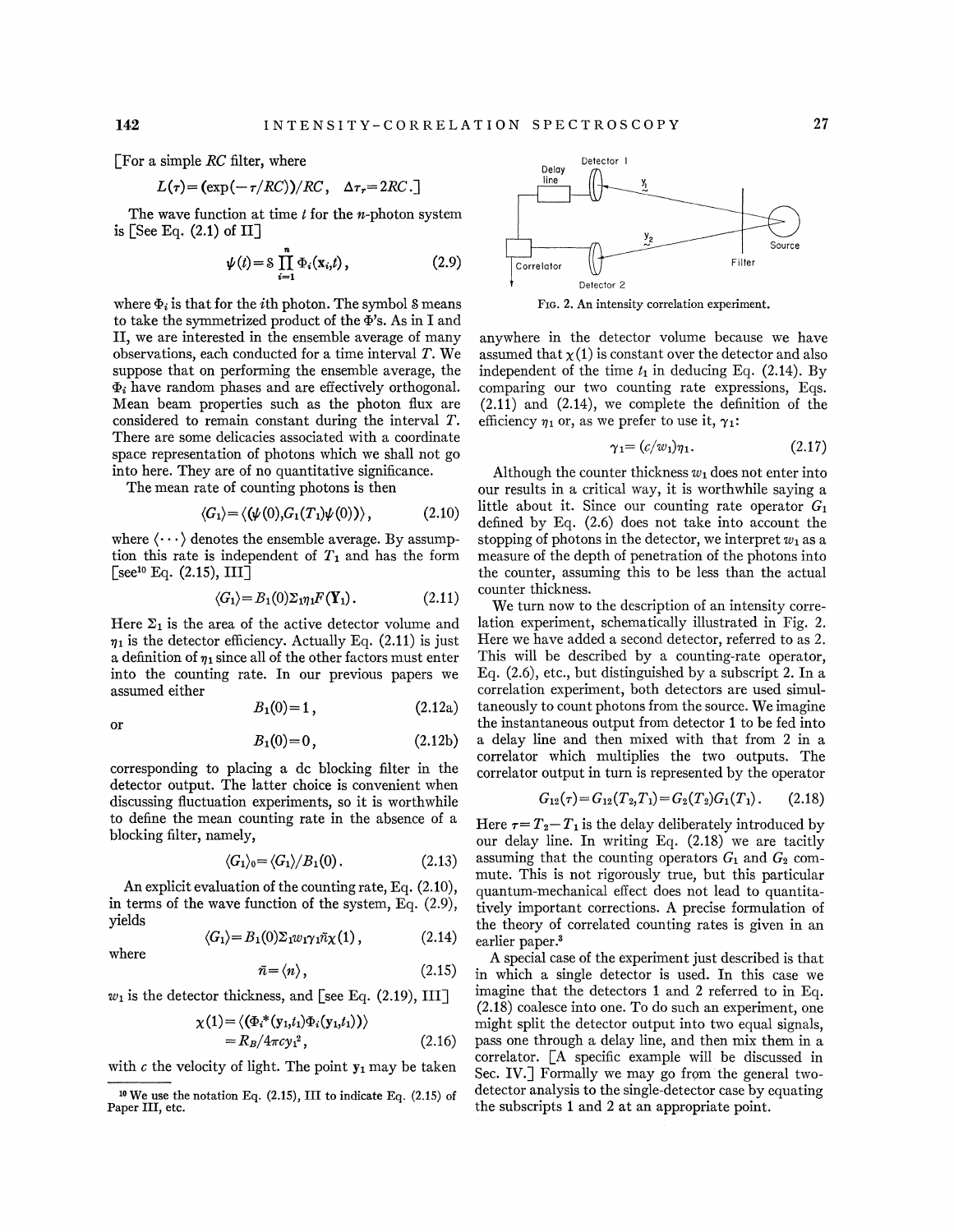[For a simple *RC* filter, where

$$L(\tau)=(\exp(-\tau/RC))/RC,\quad \Delta\tau_r=2RC.]$$

The wave function at time *t* for the *n*-photon system is [See Eq. (2.1) of II]

$$\psi(t)=\mathcal{S}\prod_{i=1}^{n}\Phi_i(\mathbf{x}_i,t),\tag{2.9}$$

where $\Phi_i$ is that for the *i*th photon. The symbol $\mathcal{S}$ means to take the symmetrized product of the $\Phi$'s. As in I and II, we are interested in the ensemble average of many observations, each conducted for a time interval *T*. We suppose that on performing the ensemble average, the $\Phi_i$ have random phases and are effectively orthogonal. Mean beam properties such as the photon flux are considered to remain constant during the interval *T*. There are some delicacies associated with a coordinate space representation of photons which we shall not go into here. They are of no quantitative significance.

The mean rate of counting photons is then

$$\langle G_1\rangle=\langle(\psi(0),G_1(T_1)\psi(0))\rangle,\tag{2.10}$$

where $\langle\cdots\rangle$ denotes the ensemble average. By assumption this rate is independent of $T_1$ and has the form [see[10] Eq. (2.15), III]

$$\langle G_1\rangle=B_1(0)\Sigma_1\eta_1 F(\mathbf{Y}_1).\tag{2.11}$$

Here $\Sigma_1$ is the area of the active detector volume and $\eta_1$ is the detector efficiency. Actually Eq. (2.11) is just a definition of $\eta_1$ since all of the other factors must enter into the counting rate. In our previous papers we assumed either

$$B_1(0)=1,\tag{2.12a}$$

or

$$B_1(0)=0,\tag{2.12b}$$

corresponding to placing a dc blocking filter in the detector output. The latter choice is convenient when discussing fluctuation experiments, so it is worthwhile to define the mean counting rate in the absence of a blocking filter, namely,

$$\langle G_1\rangle_0=\langle G_1\rangle/B_1(0).\tag{2.13}$$

An explicit evaluation of the counting rate, Eq. (2.10), in terms of the wave function of the system, Eq. (2.9), yields

$$\langle G_1\rangle=B_1(0)\Sigma_1 w_1\gamma_1\bar{n}\chi(1),\tag{2.14}$$

where

$$\bar{n}=\langle n\rangle,\tag{2.15}$$

$w_1$ is the detector thickness, and [see Eq. (2.19), III]

$$\chi(1)=\langle(\Phi_i^*(\mathbf{y}_1,t_1)\Phi_i(\mathbf{y}_1,t_1))\rangle=R_B/4\pi c y_1^2,\tag{2.16}$$

with *c* the velocity of light. The point $\mathbf{y}_1$ may be taken anywhere in the detector volume because we have assumed that $\chi(1)$ is constant over the detector and also independent of the time $t_1$ in deducing Eq. (2.14). By comparing our two counting rate expressions, Eqs. (2.11) and (2.14), we complete the definition of the efficiency $\eta_1$ or, as we prefer to use it, $\gamma_1$:

$$\gamma_1=(c/w_1)\eta_1.\tag{2.17}$$

Although the counter thickness $w_1$ does not enter into our results in a critical way, it is worthwhile saying a little about it. Since our counting rate operator $G_1$ defined by Eq. (2.6) does not take into account the stopping of photons in the detector, we interpret $w_1$ as a measure of the depth of penetration of the photons into the counter, assuming this to be less than the actual counter thickness.

Fig. 2. An intensity correlation experiment.

We turn now to the description of an intensity correlation experiment, schematically illustrated in Fig. 2. Here we have added a second detector, referred to as 2. This will be described by a counting-rate operator, Eq. (2.6), etc., but distinguished by a subscript 2. In a correlation experiment, both detectors are used simultaneously to count photons from the source. We imagine the instantaneous output from detector 1 to be fed into a delay line and then mixed with that from 2 in a correlator which multiplies the two outputs. The correlator output in turn is represented by the operator

$$G_{12}(\tau)=G_{12}(T_2,T_1)=G_2(T_2)G_1(T_1).\tag{2.18}$$

Here $\tau=T_2-T_1$ is the delay deliberately introduced by our delay line. In writing Eq. (2.18) we are tacitly assuming that the counting operators $G_1$ and $G_2$ commute. This is not rigorously true, but this particular quantum-mechanical effect does not lead to quantitatively important corrections. A precise formulation of the theory of correlated counting rates is given in an earlier paper.[3]

A special case of the experiment just described is that in which a single detector is used. In this case we imagine that the detectors 1 and 2 referred to in Eq. (2.18) coalesce into one. To do such an experiment, one might split the detector output into two equal signals, pass one through a delay line, and then mix them in a correlator. [A specific example will be discussed in Sec. IV.] Formally we may go from the general two-detector analysis to the single-detector case by equating the subscripts 1 and 2 at an appropriate point.

[10] We use the notation Eq. (2.15), III to indicate Eq. (2.15) of Paper III, etc.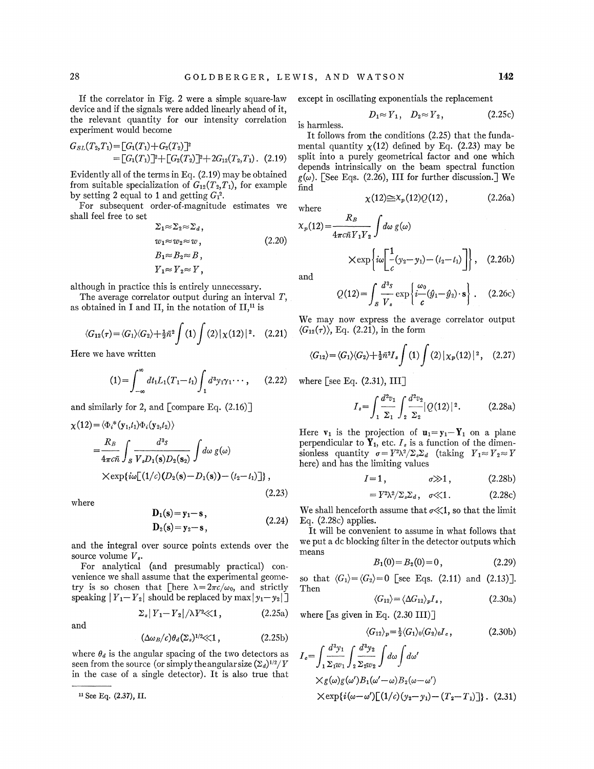If the correlator in Fig. 2 were a simple square-law device and if the signals were added linearly ahead of it, the relevant quantity for our intensity correlation experiment would become

$$
\begin{aligned}
G_{SL}(T_2,T_1) &= [G_1(T_1)+G_2(T_2)]^2 \\
&= [G_1(T_1)]^2+[G_2(T_2)]^2+2G_{12}(T_2,T_1). \quad (2.19)
\end{aligned}
$$

Evidently all of the terms in Eq. (2.19) may be obtained from suitable specialization of $G_{12}(T_2,T_1)$, for example by setting 2 equal to 1 and getting $G_1^2$.

For subsequent order-of-magnitude estimates we shall feel free to set

$$
\begin{aligned}
&\Sigma_1 \approx \Sigma_2 \approx \Sigma_d, \\
&w_1 \approx w_2 \approx w, \\
&B_1 \approx B_2 \approx B, \\
&Y_1 \approx Y_2 \approx Y,
\end{aligned} \quad (2.20)
$$

although in practice this is entirely unnecessary.

The average correlator output during an interval $T$, as obtained in I and II, in the notation of II,[11] is

$$
\langle G_{12}(\tau)\rangle = \langle G_1\rangle\langle G_2\rangle + \tfrac{1}{2}\bar{n}^2 \int (1) \int (2) |\chi(12)|^2. \quad (2.21)
$$

Here we have written

$$
(1) = \int_{-\infty}^{\infty} dt_1 L_1(T_1-t_1) \int_1 d^3y_1\gamma_1 \cdots, \quad (2.22)
$$

and similarly for 2, and [compare Eq. (2.16)]

$$
\begin{aligned}
\chi(12) &= \langle \Phi_i^*(\mathbf{y}_1,t_1)\Phi_i(\mathbf{y}_2,t_2)\rangle \\
&= \frac{R_B}{4\pi c\bar{n}} \int_S \frac{d^3s}{V_s D_1(\mathbf{s})D_2(\mathbf{s}_2)} \int d\omega\, g(\omega) \\
&\quad \times \exp\{i\omega[(1/c)(D_2(\mathbf{s})-D_1(\mathbf{s}))-(t_2-t_1)]\},
\end{aligned} \quad (2.23)
$$

where

$$
\begin{aligned}
\mathbf{D}_1(\mathbf{s}) &= \mathbf{y}_1 - \mathbf{s}, \\
\mathbf{D}_2(\mathbf{s}) &= \mathbf{y}_2 - \mathbf{s},
\end{aligned} \quad (2.24)
$$

and the integral over source points extends over the source volume $V_s$.

For analytical (and presumably practical) convenience we shall assume that the experimental geometry is so chosen that [here $\lambda = 2\pi c/\omega_0$, and strictly speaking $|Y_1 - Y_2|$ should be replaced by $\max|y_1-y_2|$]

$$
\Sigma_s|Y_1-Y_2|/\lambda Y^2 \ll 1, \quad (2.25a)
$$

and

$$
(\Delta\omega_B/c)\theta_d(\Sigma_s)^{1/2} \ll 1, \quad (2.25b)
$$

where $\theta_d$ is the angular spacing of the two detectors as seen from the source (or simply the angular size $(\Sigma_d)^{1/2}/Y$ in the case of a single detector). It is also true that except in oscillating exponentials the replacement

$$
D_1 \approx Y_1, \quad D_2 \approx Y_2, \quad (2.25c)
$$

is harmless.

It follows from the conditions (2.25) that the fundamental quantity $\chi(12)$ defined by Eq. (2.23) may be split into a purely geometrical factor and one which depends intrinsically on the beam spectral function $g(\omega)$. [See Eqs. (2.26), III for further discussion.] We find

$$
\chi(12) \cong \chi_p(12)Q(12), \quad (2.26a)
$$

where

$$
\chi_p(12) = \frac{R_B}{4\pi c\bar{n}Y_1Y_2} \int d\omega\, g(\omega) \times \exp\left\{i\omega\left[\frac{1}{c}(y_2-y_1)-(t_2-t_1)\right]\right\}, \quad (2.26b)
$$

and

$$
Q(12) = \int_S \frac{d^3s}{V_s} \exp\left\{i\frac{\omega_0}{c}(\hat{y}_1-\hat{y}_2)\cdot\mathbf{s}\right\}. \quad (2.26c)
$$

We may now express the average correlator output $\langle G_{12}(\tau)\rangle$, Eq. (2.21), in the form

$$
\langle G_{12}\rangle = \langle G_1\rangle\langle G_2\rangle + \tfrac{1}{2}\bar{n}^2 I_s \int (1)\int (2)|\chi_p(12)|^2, \quad (2.27)
$$

where [see Eq. (2.31), III]

$$
I_s = \int_1 \frac{d^2v_1}{\Sigma_1}\int_2 \frac{d^2v_2}{\Sigma_2}|Q(12)|^2. \quad (2.28a)
$$

Here $\mathbf{v}_1$ is the projection of $\mathbf{u}_1 = \mathbf{y}_1 - \mathbf{Y}_1$ on a plane perpendicular to $\mathbf{Y}_1$, etc. $I_s$ is a function of the dimensionless quantity $\sigma = Y^2\lambda^2/\Sigma_s\Sigma_d$ (taking $Y_1 \approx Y_2 \approx Y$ here) and has the limiting values

$$
\begin{aligned}
I &= 1, & \sigma \gg 1, \quad (2.28b) \\
&= Y^2\lambda^2/\Sigma_s\Sigma_d, & \sigma \ll 1. \quad (2.28c)
\end{aligned}
$$

We shall henceforth assume that $\sigma \ll 1$, so that the limit Eq. (2.28c) applies.

It will be convenient to assume in what follows that we put a dc blocking filter in the detector outputs which means

$$
B_1(0) = B_2(0) = 0, \quad (2.29)
$$

so that $\langle G_1\rangle = \langle G_2\rangle = 0$ [see Eqs. (2.11) and (2.13)]. Then

$$
\langle G_{12}\rangle = \langle \Delta G_{12}\rangle_p I_s, \quad (2.30a)
$$

where [as given in Eq. (2.30 III)]

$$
\langle G_{12}\rangle_p = \tfrac{1}{2}\langle G_1\rangle_0\langle G_2\rangle_0 I_c, \quad (2.30b)
$$

$$
\begin{aligned}
I_c = \int_1 \frac{d^3y_1}{\Sigma_1 w_1}\int_2 \frac{d^3y_2}{\Sigma_2 w_2}\int d\omega\int d\omega' \\
\times g(\omega)g(\omega')B_1(\omega'-\omega)B_2(\omega-\omega') \\
\times \exp\{i(\omega-\omega')[(1/c)(y_2-y_1)-(T_2-T_1)]\}. \quad (2.31)
\end{aligned}
$$

[11] See Eq. (2.37), II.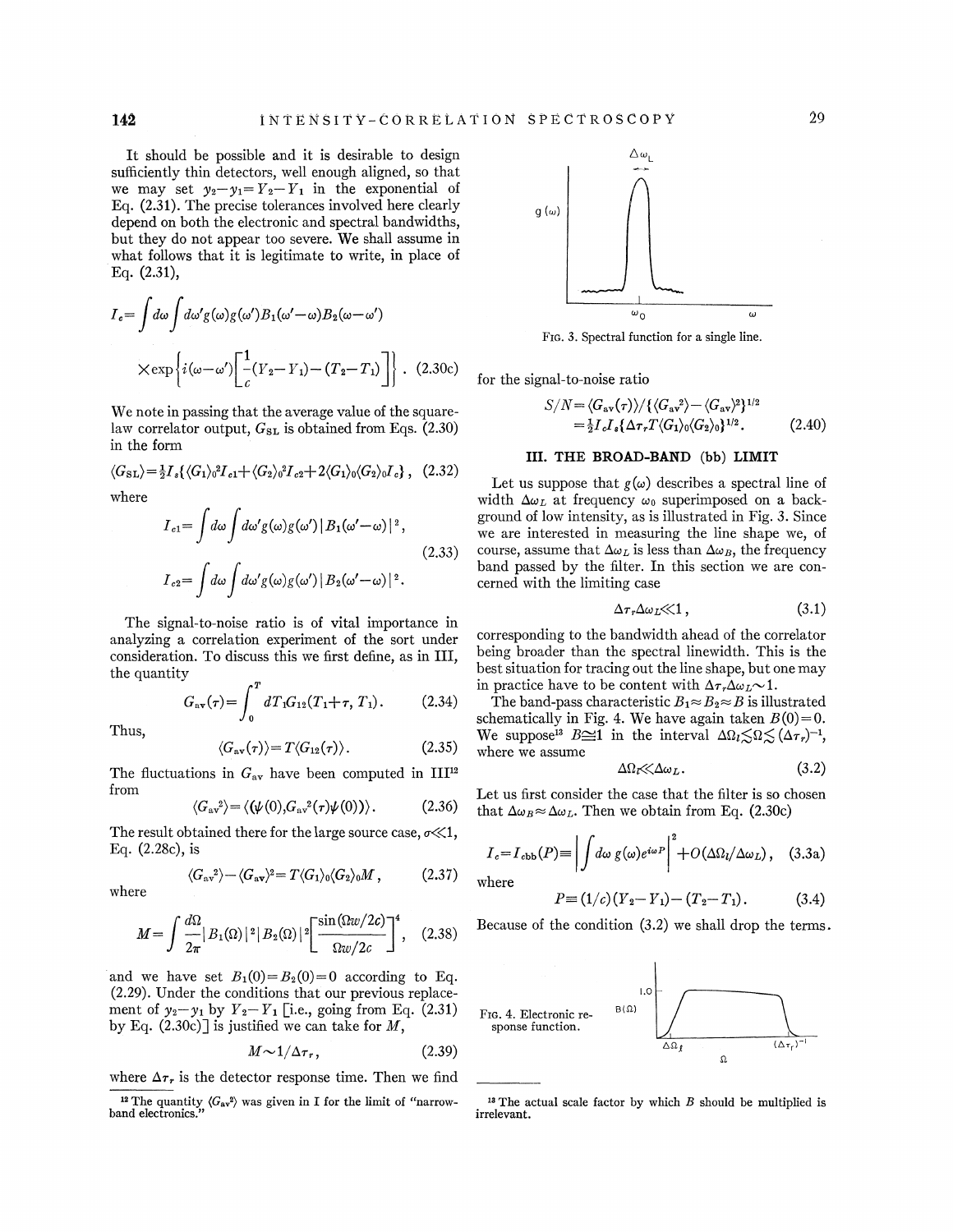It should be possible and it is desirable to design sufficiently thin detectors, well enough aligned, so that we may set $y_2 - y_1 = Y_2 - Y_1$ in the exponential of Eq. (2.31). The precise tolerances involved here clearly depend on both the electronic and spectral bandwidths, but they do not appear too severe. We shall assume in what follows that it is legitimate to write, in place of Eq. (2.31),

$$I_c = \int d\omega \int d\omega' g(\omega) g(\omega') B_1(\omega' - \omega) B_2(\omega - \omega') \times \exp\left\{ i(\omega - \omega') \left[ \frac{1}{c}(Y_2 - Y_1) - (T_2 - T_1) \right] \right\}. \quad (2.30c)$$

We note in passing that the average value of the square-law correlator output, $G_{SL}$ is obtained from Eqs. (2.30) in the form

$$\langle G_{SL} \rangle = \tfrac{1}{2} I_s \{ \langle G_1 \rangle_0^2 I_{c1} + \langle G_2 \rangle_0^2 I_{c2} + 2 \langle G_1 \rangle_0 \langle G_2 \rangle_0 I_c \}, \quad (2.32)$$

where

$$I_{c1} = \int d\omega \int d\omega' g(\omega) g(\omega') | B_1(\omega' - \omega) |^2,$$
$$I_{c2} = \int d\omega \int d\omega' g(\omega) g(\omega') | B_2(\omega' - \omega) |^2. \quad (2.33)$$

The signal-to-noise ratio is of vital importance in analyzing a correlation experiment of the sort under consideration. To discuss this we first define, as in III, the quantity

$$G_{av}(\tau) = \int_0^T dT_1 G_{12}(T_1 + \tau, T_1). \quad (2.34)$$

Thus,

$$\langle G_{av}(\tau) \rangle = T \langle G_{12}(\tau) \rangle. \quad (2.35)$$

The fluctuations in $G_{av}$ have been computed in III[12] from

$$\langle G_{av}^2 \rangle = \langle (\psi(0), G_{av}^2(\tau) \psi(0)) \rangle. \quad (2.36)$$

The result obtained there for the large source case, $\sigma \ll 1$, Eq. (2.28c), is

$$\langle G_{av}^2 \rangle - \langle G_{av} \rangle^2 = T \langle G_1 \rangle_0 \langle G_2 \rangle_0 M, \quad (2.37)$$

where

$$M = \int \frac{d\Omega}{2\pi} | B_1(\Omega) |^2 | B_2(\Omega) |^2 \left[ \frac{\sin(\Omega w / 2c)}{\Omega w / 2c} \right]^4, \quad (2.38)$$

and we have set $B_1(0) = B_2(0) = 0$ according to Eq. (2.29). Under the conditions that our previous replacement of $y_2 - y_1$ by $Y_2 - Y_1$ [i.e., going from Eq. (2.31) by Eq. (2.30c)] is justified we can take for $M$,

$$M \sim 1/\Delta\tau_r, \quad (2.39)$$

where $\Delta\tau_r$ is the detector response time. Then we find for the signal-to-noise ratio

$$S/N = \langle G_{av}(\tau) \rangle / \{ \langle G_{av}^2 \rangle - \langle G_{av} \rangle^2 \}^{1/2} = \tfrac{1}{2} I_c I_s \{ \Delta\tau_r T \langle G_1 \rangle_0 \langle G_2 \rangle_0 \}^{1/2}. \quad (2.40)$$

## III. THE BROAD-BAND (bb) LIMIT

Let us suppose that $g(\omega)$ describes a spectral line of width $\Delta\omega_L$ at frequency $\omega_0$ superimposed on a background of low intensity, as is illustrated in Fig. 3. Since we are interested in measuring the line shape we, of course, assume that $\Delta\omega_L$ is less than $\Delta\omega_B$, the frequency band passed by the filter. In this section we are concerned with the limiting case

$$\Delta\tau_r \Delta\omega_L \ll 1, \quad (3.1)$$

corresponding to the bandwidth ahead of the correlator being broader than the spectral linewidth. This is the best situation for tracing out the line shape, but one may in practice have to be content with $\Delta\tau_r \Delta\omega_L \sim 1$.

FIG. 3. Spectral function for a single line.

The band-pass characteristic $B_1 \approx B_2 \approx B$ is illustrated schematically in Fig. 4. We have again taken $B(0) = 0$. We suppose[13] $B \cong 1$ in the interval $\Delta\Omega_l \lesssim \Omega \lesssim (\Delta\tau_r)^{-1}$, where we assume

$$\Delta\Omega_l \ll \Delta\omega_L. \quad (3.2)$$

Let us first consider the case that the filter is so chosen that $\Delta\omega_B \approx \Delta\omega_L$. Then we obtain from Eq. (2.30c)

$$I_c = I_{cbb}(P) \equiv \left| \int d\omega \, g(\omega) e^{i\omega P} \right|^2 + O(\Delta\Omega_l / \Delta\omega_L), \quad (3.3a)$$

where

$$P \equiv (1/c)(Y_2 - Y_1) - (T_2 - T_1). \quad (3.4)$$

Because of the condition (3.2) we shall drop the terms.

FIG. 4. Electronic response function.

---

[12] The quantity $\langle G_{av}^2 \rangle$ was given in I for the limit of "narrow-band electronics."

[13] The actual scale factor by which $B$ should be multiplied is irrelevant.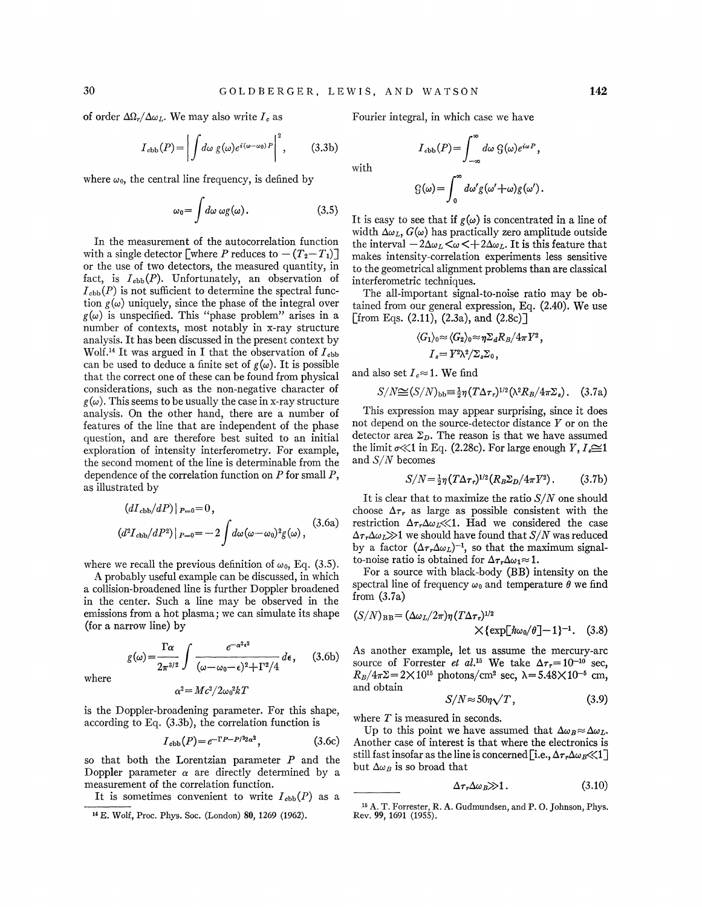of order $\Delta\Omega_r/\Delta\omega_L$. We may also write $I_c$ as

$$I_{c\mathrm{bb}}(P)=\left|\int d\omega\, g(\omega)e^{i(\omega-\omega_0)P}\right|^2, \qquad (3.3\mathrm{b})$$

where $\omega_0$, the central line frequency, is defined by

$$\omega_0=\int d\omega\, \omega g(\omega). \qquad (3.5)$$

In the measurement of the autocorrelation function with a single detector [where $P$ reduces to $-(T_2-T_1)$] or the use of two detectors, the measured quantity, in fact, is $I_{c\mathrm{bb}}(P)$. Unfortunately, an observation of $I_{c\mathrm{bb}}(P)$ is not sufficient to determine the spectral function $g(\omega)$ uniquely, since the phase of the integral over $g(\omega)$ is unspecified. This "phase problem" arises in a number of contexts, most notably in x-ray structure analysis. It has been discussed in the present context by Wolf.[14] It was argued in I that the observation of $I_{c\mathrm{bb}}$ can be used to deduce a finite set of $g(\omega)$. It is possible that the correct one of these can be found from physical considerations, such as the non-negative character of $g(\omega)$. This seems to be usually the case in x-ray structure analysis. On the other hand, there are a number of features of the line that are independent of the phase question, and are therefore best suited to an initial exploration of intensity interferometry. For example, the second moment of the line is determinable from the dependence of the correlation function on $P$ for small $P$, as illustrated by

$$\begin{aligned}(dI_{c\mathrm{bb}}/dP)|_{P=0}&=0,\\ (d^2I_{c\mathrm{bb}}/dP^2)|_{P=0}&=-2\int d\omega(\omega-\omega_0)^2g(\omega),\end{aligned} \qquad (3.6\mathrm{a})$$

where we recall the previous definition of $\omega_0$, Eq. (3.5).

A probably useful example can be discussed, in which a collision-broadened line is further Doppler broadened in the center. Such a line may be observed in the emissions from a hot plasma; we can simulate its shape (for a narrow line) by

$$g(\omega)=\frac{\Gamma\alpha}{2\pi^{3/2}}\int\frac{e^{-\alpha^2\epsilon^2}}{(\omega-\omega_0-\epsilon)^2+\Gamma^2/4}d\epsilon, \qquad (3.6\mathrm{b})$$

where

$$\alpha^2=Mc^2/2\omega_0^2kT$$

is the Doppler-broadening parameter. For this shape, according to Eq. (3.3b), the correlation function is

$$I_{c\mathrm{bb}}(P)=e^{-\Gamma P-P^2/2\alpha^2}, \qquad (3.6\mathrm{c})$$

so that both the Lorentzian parameter $P$ and the Doppler parameter $\alpha$ are directly determined by a measurement of the correlation function.

It is sometimes convenient to write $I_{c\mathrm{bb}}(P)$ as a Fourier integral, in which case we have

$$I_{c\mathrm{bb}}(P)=\int_{-\infty}^{\infty}d\omega\, \mathcal{G}(\omega)e^{i\omega P},$$

with

$$\mathcal{G}(\omega)=\int_0^{\infty}d\omega' g(\omega'+\omega)g(\omega').$$

It is easy to see that if $g(\omega)$ is concentrated in a line of width $\Delta\omega_L$, $G(\omega)$ has practically zero amplitude outside the interval $-2\Delta\omega_L<\omega<+2\Delta\omega_L$. It is this feature that makes intensity-correlation experiments less sensitive to the geometrical alignment problems than are classical interferometric techniques.

The all-important signal-to-noise ratio may be obtained from our general expression, Eq. (2.40). We use [from Eqs. (2.11), (2.3a), and (2.8c)]

$$\langle G_1\rangle_0\approx\langle G_2\rangle_0\approx\eta\Sigma_dR_B/4\pi Y^2,$$
$$I_s=Y^2\lambda^2/\Sigma_s\Sigma_0,$$

and also set $I_c\approx 1$. We find

$$S/N\cong(S/N)_{\mathrm{bb}}=\tfrac{1}{2}\eta(T\Delta\tau_r)^{1/2}(\lambda^2R_B/4\pi\Sigma_s). \qquad (3.7\mathrm{a})$$

This expression may appear surprising, since it does not depend on the source-detector distance $Y$ or on the detector area $\Sigma_D$. The reason is that we have assumed the limit $\sigma\ll 1$ in Eq. (2.28c). For large enough $Y$, $I_s\cong 1$ and $S/N$ becomes

$$S/N=\tfrac{1}{2}\eta(T\Delta\tau_r)^{1/2}(R_B\Sigma_D/4\pi Y^2). \qquad (3.7\mathrm{b})$$

It is clear that to maximize the ratio $S/N$ one should choose $\Delta\tau_r$ as large as possible consistent with the restriction $\Delta\tau_r\Delta\omega_L\ll 1$. Had we considered the case $\Delta\tau_r\Delta\omega_L\gg 1$ we should have found that $S/N$ was reduced by a factor $(\Delta\tau_r\Delta\omega_L)^{-1}$, so that the maximum signal-to-noise ratio is obtained for $\Delta\tau_r\Delta\omega_1\approx 1$.

For a source with black-body (BB) intensity on the spectral line of frequency $\omega_0$ and temperature $\theta$ we find from (3.7a)

$$(S/N)_{\mathrm{BB}}=(\Delta\omega_L/2\pi)\eta(T\Delta\tau_r)^{1/2}\times\{\exp[\hbar\omega_0/\theta]-1\}^{-1}. \qquad (3.8)$$

As another example, let us assume the mercury-arc source of Forrester *et al.*[15] We take $\Delta\tau_r=10^{-10}$ sec, $R_B/4\pi\Sigma=2\times10^{15}$ photons/cm² sec, $\lambda=5.48\times10^{-5}$ cm, and obtain

$$S/N\approx 50\eta\sqrt{T}, \qquad (3.9)$$

where $T$ is measured in seconds.

Up to this point we have assumed that $\Delta\omega_B\approx\Delta\omega_L$. Another case of interest is that where the electronics is still fast insofar as the line is concerned [i.e., $\Delta\tau_r\Delta\omega_B\ll 1$] but $\Delta\omega_B$ is so broad that

$$\Delta\tau_r\Delta\omega_B\gg 1. \qquad (3.10)$$

---

[14] E. Wolf, Proc. Phys. Soc. (London) **80**, 1269 (1962).

[15] A. T. Forrester, R. A. Gudmundsen, and P. O. Johnson, Phys. Rev. **99**, 1691 (1955).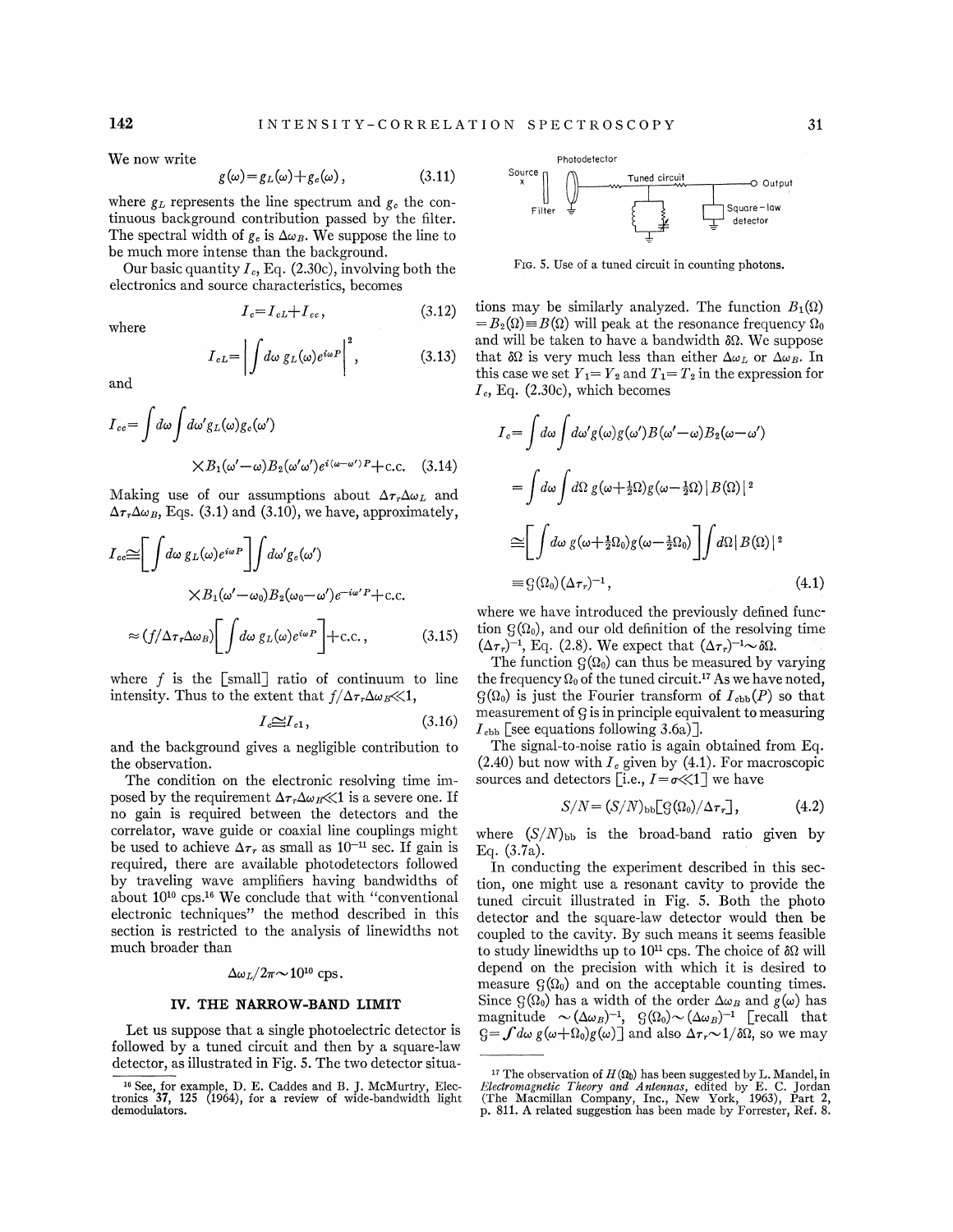We now write

$$g(\omega)=g_L(\omega)+g_c(\omega), \tag{3.11}$$

where $g_L$ represents the line spectrum and $g_c$ the continuous background contribution passed by the filter. The spectral width of $g_c$ is $\Delta\omega_B$. We suppose the line to be much more intense than the background.

Our basic quantity $I_c$, Eq. (2.30c), involving both the electronics and source characteristics, becomes

$$I_c=I_{cL}+I_{cc}, \tag{3.12}$$

where

$$I_{cL}=\left|\int d\omega\, g_L(\omega)e^{i\omega P}\right|^2, \tag{3.13}$$

and

$$I_{cc}=\int d\omega \int d\omega' g_L(\omega)g_c(\omega') \times B_1(\omega'-\omega)B_2(\omega'\omega')e^{i(\omega-\omega')P}+\text{c.c.} \tag{3.14}$$

Making use of our assumptions about $\Delta\tau_r\Delta\omega_L$ and $\Delta\tau_r\Delta\omega_B$, Eqs. (3.1) and (3.10), we have, approximately,

$$\begin{aligned} I_{cc}&\cong\left[\int d\omega\, g_L(\omega)e^{i\omega P}\right]\int d\omega' g_c(\omega') \\ &\qquad\times B_1(\omega'-\omega_0)B_2(\omega_0-\omega')e^{-i\omega' P}+\text{c.c.} \\ &\approx (f/\Delta\tau_r\Delta\omega_B)\left[\int d\omega\, g_L(\omega)e^{i\omega P}\right]+\text{c.c.}, \end{aligned} \tag{3.15}$$

where $f$ is the [small] ratio of continuum to line intensity. Thus to the extent that $f/\Delta\tau_r\Delta\omega_B\ll 1$,

$$I_c\cong I_{c1}, \tag{3.16}$$

and the background gives a negligible contribution to the observation.

The condition on the electronic resolving time imposed by the requirement $\Delta\tau_r\Delta\omega_B\ll 1$ is a severe one. If no gain is required between the detectors and the correlator, wave guide or coaxial line couplings might be used to achieve $\Delta\tau_r$ as small as $10^{-11}$ sec. If gain is required, there are available photodetectors followed by traveling wave amplifiers having bandwidths of about $10^{10}$ cps.[16] We conclude that with "conventional electronic techniques" the method described in this section is restricted to the analysis of linewidths not much broader than

$$\Delta\omega_L/2\pi\sim 10^{10}\text{ cps}.$$

## IV. THE NARROW-BAND LIMIT

Let us suppose that a single photoelectric detector is followed by a tuned circuit and then by a square-law detector, as illustrated in Fig. 5. The two detector situations may be similarly analyzed. The function $B_1(\Omega)=B_2(\Omega)\equiv B(\Omega)$ will peak at the resonance frequency $\Omega_0$ and will be taken to have a bandwidth $\delta\Omega$. We suppose that $\delta\Omega$ is very much less than either $\Delta\omega_L$ or $\Delta\omega_B$. In this case we set $Y_1=Y_2$ and $T_1=T_2$ in the expression for $I_c$, Eq. (2.30c), which becomes

Fig. 5. Use of a tuned circuit in counting photons.

$$\begin{aligned} I_c&=\int d\omega \int d\omega' g(\omega)g(\omega')B(\omega'-\omega)B_2(\omega-\omega') \\ &=\int d\omega \int d\Omega\, g(\omega+\tfrac{1}{2}\Omega)g(\omega-\tfrac{1}{2}\Omega)|B(\Omega)|^2 \\ &\cong\left[\int d\omega\, g(\omega+\tfrac{1}{2}\Omega_0)g(\omega-\tfrac{1}{2}\Omega_0)\right]\int d\Omega |B(\Omega)|^2 \\ &\equiv \mathcal{G}(\Omega_0)(\Delta\tau_r)^{-1}, \end{aligned} \tag{4.1}$$

where we have introduced the previously defined function $\mathcal{G}(\Omega_0)$, and our old definition of the resolving time $(\Delta\tau_r)^{-1}$, Eq. (2.8). We expect that $(\Delta\tau_r)^{-1}\sim\delta\Omega$.

The function $\mathcal{G}(\Omega_0)$ can thus be measured by varying the frequency $\Omega_0$ of the tuned circuit.[17] As we have noted, $\mathcal{G}(\Omega_0)$ is just the Fourier transform of $I_{c\text{bb}}(P)$ so that measurement of $\mathcal{G}$ is in principle equivalent to measuring $I_{c\text{bb}}$ [see equations following 3.6a)].

The signal-to-noise ratio is again obtained from Eq. (2.40) but now with $I_c$ given by (4.1). For macroscopic sources and detectors [i.e., $I=\sigma\ll 1$] we have

$$S/N=(S/N)_{\text{bb}}[\mathcal{G}(\Omega_0)/\Delta\tau_r], \tag{4.2}$$

where $(S/N)_{\text{bb}}$ is the broad-band ratio given by Eq. (3.7a).

In conducting the experiment described in this section, one might use a resonant cavity to provide the tuned circuit illustrated in Fig. 5. Both the photo detector and the square-law detector would then be coupled to the cavity. By such means it seems feasible to study linewidths up to $10^{11}$ cps. The choice of $\delta\Omega$ will depend on the precision with which it is desired to measure $\mathcal{G}(\Omega_0)$ and on the acceptable counting times. Since $\mathcal{G}(\Omega_0)$ has a width of the order $\Delta\omega_B$ and $g(\omega)$ has magnitude $\sim(\Delta\omega_B)^{-1}$, $\mathcal{G}(\Omega_0)\sim(\Delta\omega_B)^{-1}$ [recall that $\mathcal{G}=\int d\omega\, g(\omega+\Omega_0)g(\omega)$] and also $\Delta\tau_r\sim 1/\delta\Omega$, so we may

---

[16] See, for example, D. E. Caddes and B. J. McMurtry, Electronics **37**, 125 (1964), for a review of wide-bandwidth light demodulators.

[17] The observation of $H(\Omega_0)$ has been suggested by L. Mandel, in *Electromagnetic Theory and Antennas*, edited by E. C. Jordan (The Macmillan Company, Inc., New York, 1963), Part 2, p. 811. A related suggestion has been made by Forrester, Ref. 8.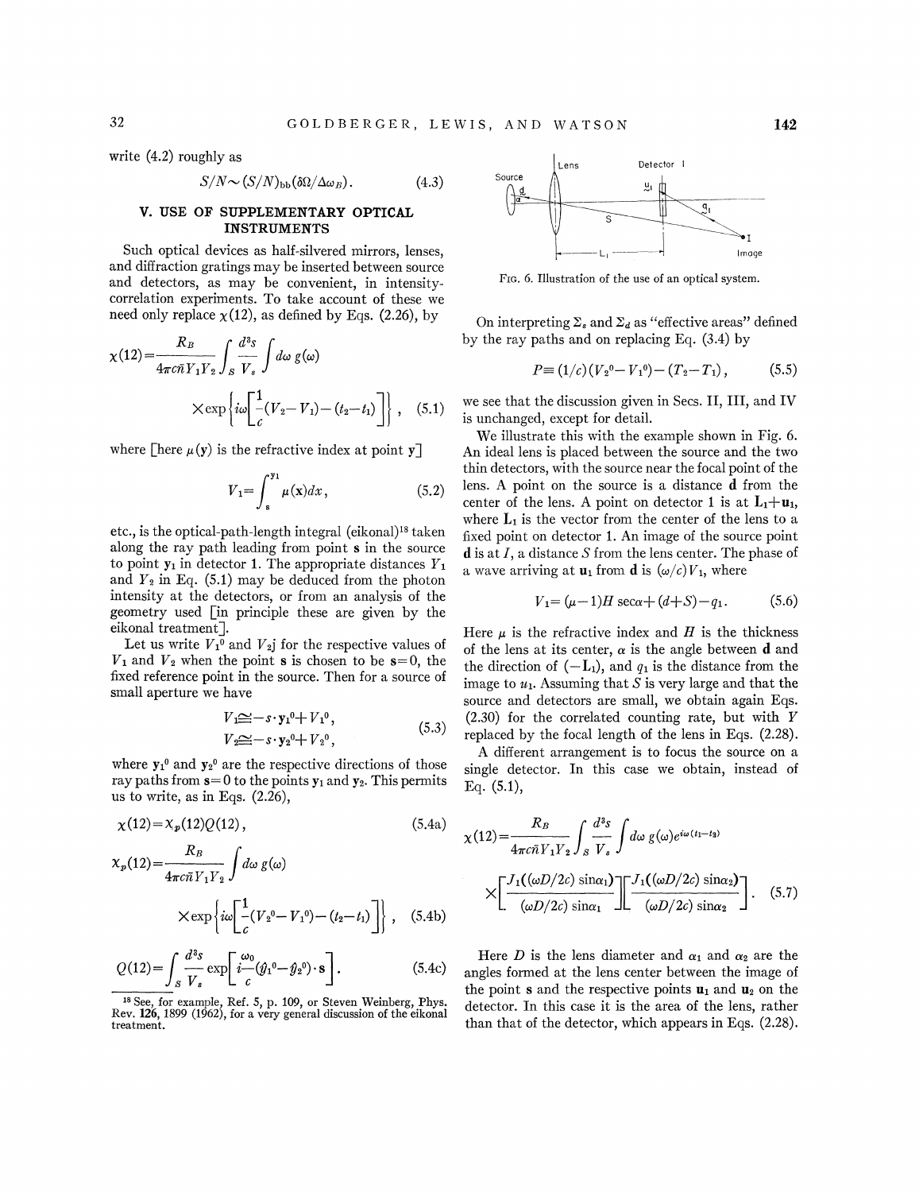write (4.2) roughly as

$$S/N \sim (S/N)_{\rm bb}(\delta\Omega/\Delta\omega_B). \tag{4.3}$$

## V. USE OF SUPPLEMENTARY OPTICAL INSTRUMENTS

Such optical devices as half-silvered mirrors, lenses, and diffraction gratings may be inserted between source and detectors, as may be convenient, in intensity-correlation experiments. To take account of these we need only replace $\chi(12)$, as defined by Eqs. (2.26), by

$$\chi(12)=\frac{R_B}{4\pi c\bar{n}Y_1Y_2}\int_S \frac{d^3s}{V_s}\int d\omega\, g(\omega) \times\exp\left\{i\omega\left[\frac{1}{c}(V_2-V_1)-(t_2-t_1)\right]\right\}, \tag{5.1}$$

where [here $\mu(\mathbf{y})$ is the refractive index at point $\mathbf{y}$]

$$V_1=\int_s^{y_1}\mu(\mathbf{x})dx, \tag{5.2}$$

etc., is the optical-path-length integral (eikonal)[18] taken along the ray path leading from point $\mathbf{s}$ in the source to point $\mathbf{y}_1$ in detector 1. The appropriate distances $Y_1$ and $Y_2$ in Eq. (5.1) may be deduced from the photon intensity at the detectors, or from an analysis of the geometry used [in principle these are given by the eikonal treatment].

Let us write $V_1^0$ and $V_2^0$ for the respective values of $V_1$ and $V_2$ when the point $\mathbf{s}$ is chosen to be $\mathbf{s}=0$, the fixed reference point in the source. Then for a source of small aperture we have

$$\begin{aligned} V_1&\cong -s\cdot \mathbf{y}_1^0+V_1^0,\\ V_2&\cong -s\cdot \mathbf{y}_2^0+V_2^0, \end{aligned} \tag{5.3}$$

where $\mathbf{y}_1^0$ and $\mathbf{y}_2^0$ are the respective directions of those ray paths from $\mathbf{s}=0$ to the points $\mathbf{y}_1$ and $\mathbf{y}_2$. This permits us to write, as in Eqs. (2.26),

$$\chi(12)=\chi_p(12)Q(12), \tag{5.4a}$$

$$\chi_p(12)=\frac{R_B}{4\pi c\bar{n}Y_1Y_2}\int d\omega\, g(\omega) \times\exp\left\{i\omega\left[\frac{1}{c}(V_2^0-V_1^0)-(t_2-t_1)\right]\right\}, \tag{5.4b}$$

$$Q(12)=\int_S \frac{d^3s}{V_s}\exp\left[i\frac{\omega_0}{c}(\hat{y}_1^0-\hat{y}_2^0)\cdot\mathbf{s}\right]. \tag{5.4c}$$

[18] See, for example, Ref. 5, p. 109, or Steven Weinberg, Phys. Rev. **126**, 1899 (1962), for a very general discussion of the eikonal treatment.

Lens

Detector I

Source

d

α

$u_1$

$q_1$

S

I

$L_1$

Image

FIG. 6. Illustration of the use of an optical system.

On interpreting $\Sigma_s$ and $\Sigma_d$ as "effective areas" defined by the ray paths and on replacing Eq. (3.4) by

$$P\equiv(1/c)(V_2^0-V_1^0)-(T_2-T_1), \tag{5.5}$$

we see that the discussion given in Secs. II, III, and IV is unchanged, except for detail.

We illustrate this with the example shown in Fig. 6. An ideal lens is placed between the source and the two thin detectors, with the source near the focal point of the lens. A point on the source is a distance $\mathbf{d}$ from the center of the lens. A point on detector 1 is at $\mathbf{L}_1+\mathbf{u}_1$, where $\mathbf{L}_1$ is the vector from the center of the lens to a fixed point on detector 1. An image of the source point $\mathbf{d}$ is at $I$, a distance $S$ from the lens center. The phase of a wave arriving at $\mathbf{u}_1$ from $\mathbf{d}$ is $(\omega/c)V_1$, where

$$V_1=(\mu-1)H\sec\alpha+(d+S)-q_1. \tag{5.6}$$

Here $\mu$ is the refractive index and $H$ is the thickness of the lens at its center, $\alpha$ is the angle between $\mathbf{d}$ and the direction of $(-\mathbf{L}_1)$, and $q_1$ is the distance from the image to $u_1$. Assuming that $S$ is very large and that the source and detectors are small, we obtain again Eqs. (2.30) for the correlated counting rate, but with $Y$ replaced by the focal length of the lens in Eqs. (2.28).

A different arrangement is to focus the source on a single detector. In this case we obtain, instead of Eq. (5.1),

$$\chi(12)=\frac{R_B}{4\pi c\bar{n}Y_1Y_2}\int_S \frac{d^3s}{V_s}\int d\omega\, g(\omega)e^{i\omega(t_1-t_2)} \times\left[\frac{J_1((\omega D/2c)\sin\alpha_1)}{(\omega D/2c)\sin\alpha_1}\right]\left[\frac{J_1((\omega D/2c)\sin\alpha_2)}{(\omega D/2c)\sin\alpha_2}\right]. \tag{5.7}$$

Here $D$ is the lens diameter and $\alpha_1$ and $\alpha_2$ are the angles formed at the lens center between the image of the point $\mathbf{s}$ and the respective points $\mathbf{u}_1$ and $\mathbf{u}_2$ on the detector. In this case it is the area of the lens, rather than that of the detector, which appears in Eqs. (2.28).